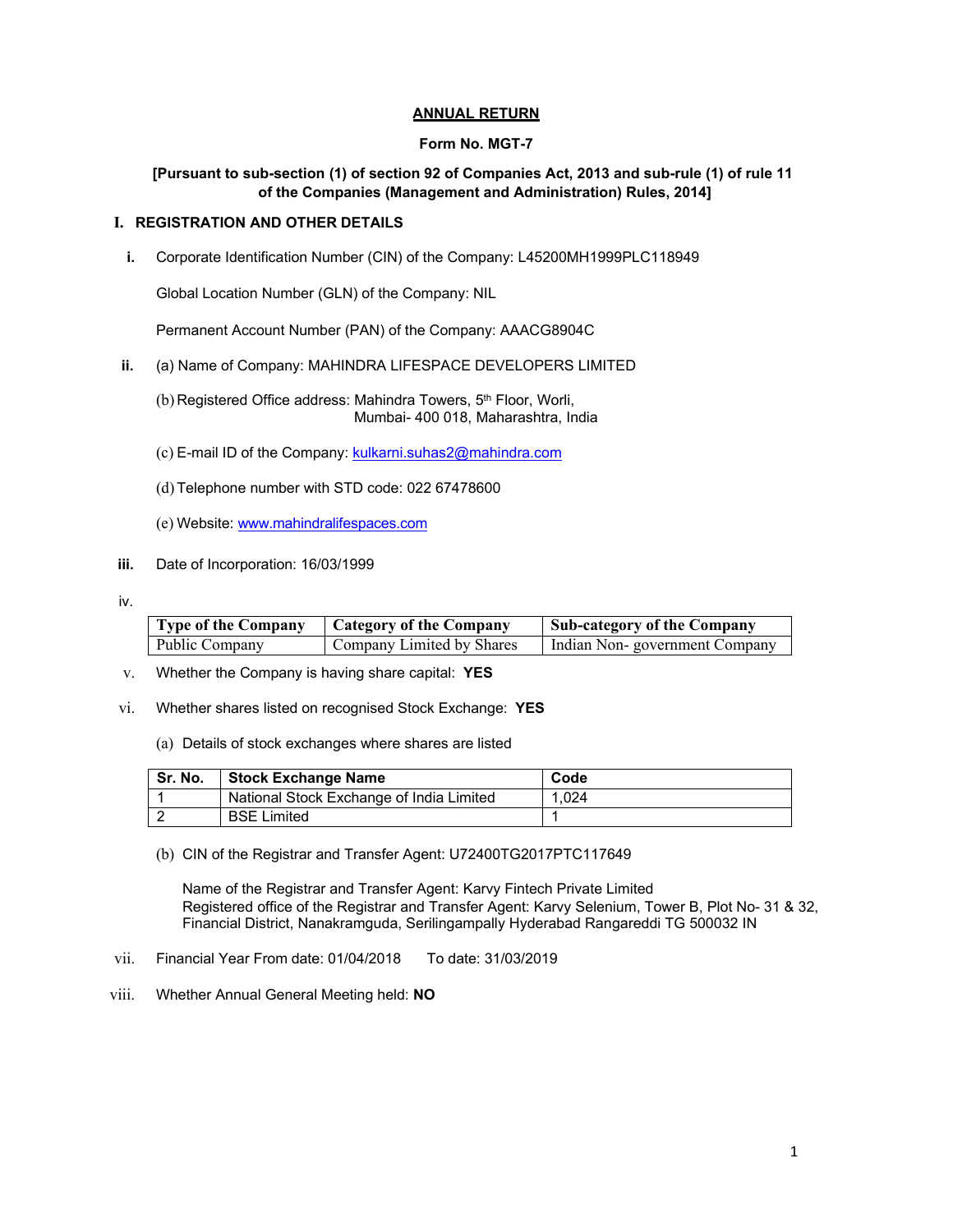# ANNUAL RETURN

**Form No. MGT-7**

**[Pursuant to sub-section (1) of section 92 of Companies Act, 2013 and sub-rule (1) of rule 11 of the Companies (Management and Administration) Rules, 2014]**

## I. REGISTRATION AND OTHER DETAILS

**i.** Corporate Identification Number (CIN) of the Company: L45200MH1999PLC118949

Global Location Number (GLN) of the Company: NIL

Permanent Account Number (PAN) of the Company: AAACG8904C

**ii.** (a) Name of Company: MAHINDRA LIFESPACE DEVELOPERS LIMITED

(b) Registered Office address: Mahindra Towers, 5th Floor, Worli, Mumbai- 400 018, Maharashtra, India

(c) E-mail ID of the Company: kulkarni.suhas2@mahindra.com

(d) Telephone number with STD code: 022 67478600

(e) Website: www.mahindralifespaces.com

**iii.** Date of Incorporation: 16/03/1999

iv.

| Type of the Company | Category of the Company | Sub-category of the Company |
|---|---|---|
| Public Company | Company Limited by Shares | Indian Non- government Company |

v. Whether the Company is having share capital: **YES**

vi. Whether shares listed on recognised Stock Exchange: **YES**

(a) Details of stock exchanges where shares are listed

| Sr. No. | Stock Exchange Name | Code |
|---|---|---|
| 1 | National Stock Exchange of India Limited | 1,024 |
| 2 | BSE Limited | 1 |

(b) CIN of the Registrar and Transfer Agent: U72400TG2017PTC117649

Name of the Registrar and Transfer Agent: Karvy Fintech Private Limited
Registered office of the Registrar and Transfer Agent: Karvy Selenium, Tower B, Plot No- 31 & 32, Financial District, Nanakramguda, Serilingampally Hyderabad Rangareddi TG 500032 IN

vii. Financial Year From date: 01/04/2018 To date: 31/03/2019

viii. Whether Annual General Meeting held: **NO**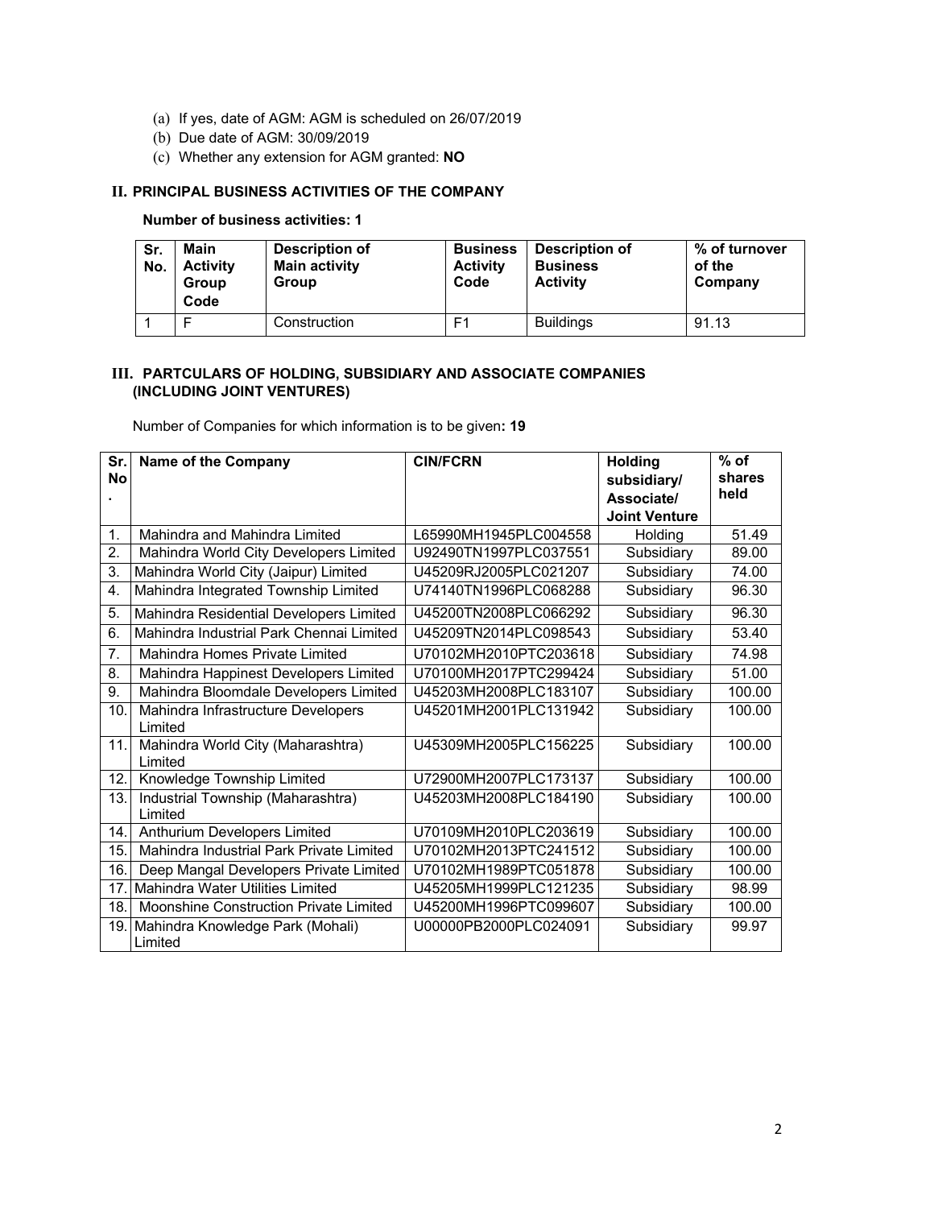(a) If yes, date of AGM: AGM is scheduled on 26/07/2019

(b) Due date of AGM: 30/09/2019

(c) Whether any extension for AGM granted: **NO**

## II. PRINCIPAL BUSINESS ACTIVITIES OF THE COMPANY

**Number of business activities: 1**

| Sr. No. | Main Activity Group Code | Description of Main activity Group | Business Activity Code | Description of Business Activity | % of turnover of the Company |
|---|---|---|---|---|---|
| 1 | F | Construction | F1 | Buildings | 91.13 |

## III. PARTCULARS OF HOLDING, SUBSIDIARY AND ASSOCIATE COMPANIES (INCLUDING JOINT VENTURES)

Number of Companies for which information is to be given**: 19**

| Sr. No. | Name of the Company | CIN/FCRN | Holding subsidiary/ Associate/ Joint Venture | % of shares held |
|---|---|---|---|---|
| 1. | Mahindra and Mahindra Limited | L65990MH1945PLC004558 | Holding | 51.49 |
| 2. | Mahindra World City Developers Limited | U92490TN1997PLC037551 | Subsidiary | 89.00 |
| 3. | Mahindra World City (Jaipur) Limited | U45209RJ2005PLC021207 | Subsidiary | 74.00 |
| 4. | Mahindra Integrated Township Limited | U74140TN1996PLC068288 | Subsidiary | 96.30 |
| 5. | Mahindra Residential Developers Limited | U45200TN2008PLC066292 | Subsidiary | 96.30 |
| 6. | Mahindra Industrial Park Chennai Limited | U45209TN2014PLC098543 | Subsidiary | 53.40 |
| 7. | Mahindra Homes Private Limited | U70102MH2010PTC203618 | Subsidiary | 74.98 |
| 8. | Mahindra Happinest Developers Limited | U70100MH2017PTC299424 | Subsidiary | 51.00 |
| 9. | Mahindra Bloomdale Developers Limited | U45203MH2008PLC183107 | Subsidiary | 100.00 |
| 10. | Mahindra Infrastructure Developers Limited | U45201MH2001PLC131942 | Subsidiary | 100.00 |
| 11. | Mahindra World City (Maharashtra) Limited | U45309MH2005PLC156225 | Subsidiary | 100.00 |
| 12. | Knowledge Township Limited | U72900MH2007PLC173137 | Subsidiary | 100.00 |
| 13. | Industrial Township (Maharashtra) Limited | U45203MH2008PLC184190 | Subsidiary | 100.00 |
| 14. | Anthurium Developers Limited | U70109MH2010PLC203619 | Subsidiary | 100.00 |
| 15. | Mahindra Industrial Park Private Limited | U70102MH2013PTC241512 | Subsidiary | 100.00 |
| 16. | Deep Mangal Developers Private Limited | U70102MH1989PTC051878 | Subsidiary | 100.00 |
| 17. | Mahindra Water Utilities Limited | U45205MH1999PLC121235 | Subsidiary | 98.99 |
| 18. | Moonshine Construction Private Limited | U45200MH1996PTC099607 | Subsidiary | 100.00 |
| 19. | Mahindra Knowledge Park (Mohali) Limited | U00000PB2000PLC024091 | Subsidiary | 99.97 |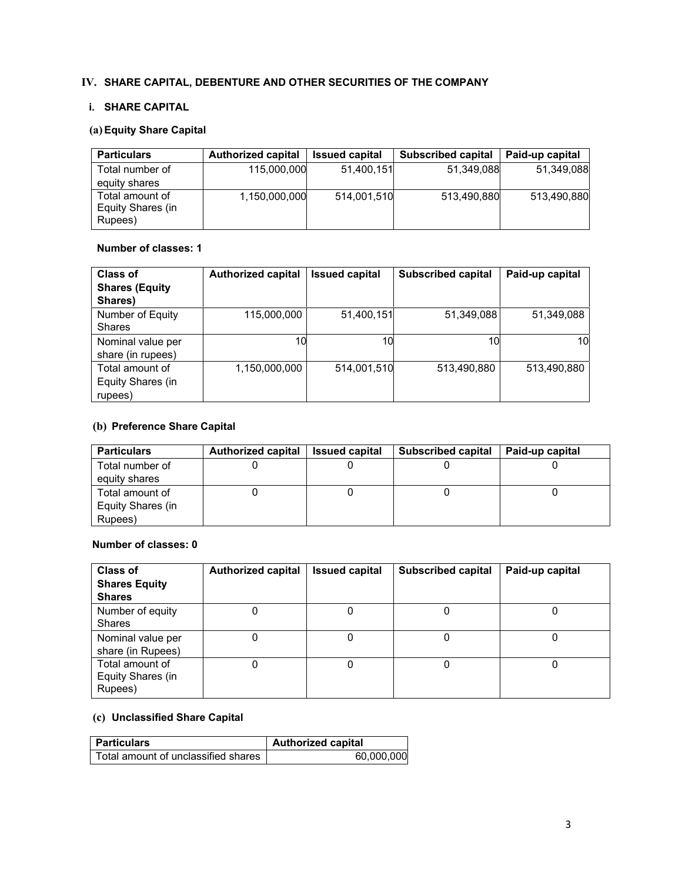## IV. SHARE CAPITAL, DEBENTURE AND OTHER SECURITIES OF THE COMPANY

### i. SHARE CAPITAL

#### (a) Equity Share Capital

| Particulars | Authorized capital | Issued capital | Subscribed capital | Paid-up capital |
|---|---|---|---|---|
| Total number of equity shares | 115,000,000 | 51,400,151 | 51,349,088 | 51,349,088 |
| Total amount of Equity Shares (in Rupees) | 1,150,000,000 | 514,001,510 | 513,490,880 | 513,490,880 |

**Number of classes: 1**

| Class of Shares (Equity Shares) | Authorized capital | Issued capital | Subscribed capital | Paid-up capital |
|---|---|---|---|---|
| Number of Equity Shares | 115,000,000 | 51,400,151 | 51,349,088 | 51,349,088 |
| Nominal value per share (in rupees) | 10 | 10 | 10 | 10 |
| Total amount of Equity Shares (in rupees) | 1,150,000,000 | 514,001,510 | 513,490,880 | 513,490,880 |

#### (b) Preference Share Capital

| Particulars | Authorized capital | Issued capital | Subscribed capital | Paid-up capital |
|---|---|---|---|---|
| Total number of equity shares | 0 | 0 | 0 | 0 |
| Total amount of Equity Shares (in Rupees) | 0 | 0 | 0 | 0 |

**Number of classes: 0**

| Class of Shares Equity Shares | Authorized capital | Issued capital | Subscribed capital | Paid-up capital |
|---|---|---|---|---|
| Number of equity Shares | 0 | 0 | 0 | 0 |
| Nominal value per share (in Rupees) | 0 | 0 | 0 | 0 |
| Total amount of Equity Shares (in Rupees) | 0 | 0 | 0 | 0 |

#### (c) Unclassified Share Capital

| Particulars | Authorized capital |
|---|---|
| Total amount of unclassified shares | 60,000,000 |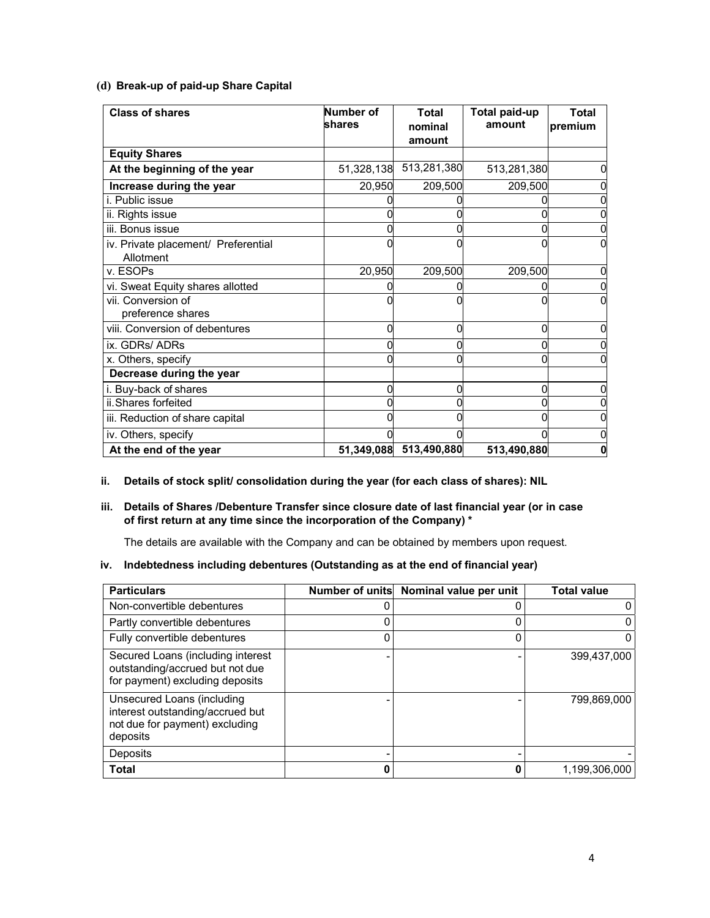**(d) Break-up of paid-up Share Capital**

| Class of shares | Number of shares | Total nominal amount | Total paid-up amount | Total premium |
|---|---|---|---|---|
| **Equity Shares** | | | | |
| **At the beginning of the year** | 51,328,138 | 513,281,380 | 513,281,380 | 0 |
| **Increase during the year** | 20,950 | 209,500 | 209,500 | 0 |
| i. Public issue | 0 | 0 | 0 | 0 |
| ii. Rights issue | 0 | 0 | 0 | 0 |
| iii. Bonus issue | 0 | 0 | 0 | 0 |
| iv. Private placement/ Preferential Allotment | 0 | 0 | 0 | 0 |
| v. ESOPs | 20,950 | 209,500 | 209,500 | 0 |
| vi. Sweat Equity shares allotted | 0 | 0 | 0 | 0 |
| vii. Conversion of preference shares | 0 | 0 | 0 | 0 |
| viii. Conversion of debentures | 0 | 0 | 0 | 0 |
| ix. GDRs/ ADRs | 0 | 0 | 0 | 0 |
| x. Others, specify | 0 | 0 | 0 | 0 |
| **Decrease during the year** | | | | |
| i. Buy-back of shares | 0 | 0 | 0 | 0 |
| ii. Shares forfeited | 0 | 0 | 0 | 0 |
| iii. Reduction of share capital | 0 | 0 | 0 | 0 |
| iv. Others, specify | 0 | 0 | 0 | 0 |
| **At the end of the year** | **51,349,088** | **513,490,880** | **513,490,880** | **0** |

**ii. Details of stock split/ consolidation during the year (for each class of shares): NIL**

**iii. Details of Shares /Debenture Transfer since closure date of last financial year (or in case of first return at any time since the incorporation of the Company) \***

The details are available with the Company and can be obtained by members upon request.

**iv. Indebtedness including debentures (Outstanding as at the end of financial year)**

| Particulars | Number of units | Nominal value per unit | Total value |
|---|---|---|---|
| Non-convertible debentures | 0 | 0 | 0 |
| Partly convertible debentures | 0 | 0 | 0 |
| Fully convertible debentures | 0 | 0 | 0 |
| Secured Loans (including interest outstanding/accrued but not due for payment) excluding deposits | - | - | 399,437,000 |
| Unsecured Loans (including interest outstanding/accrued but not due for payment) excluding deposits | - | - | 799,869,000 |
| Deposits | - | - | - |
| **Total** | **0** | **0** | 1,199,306,000 |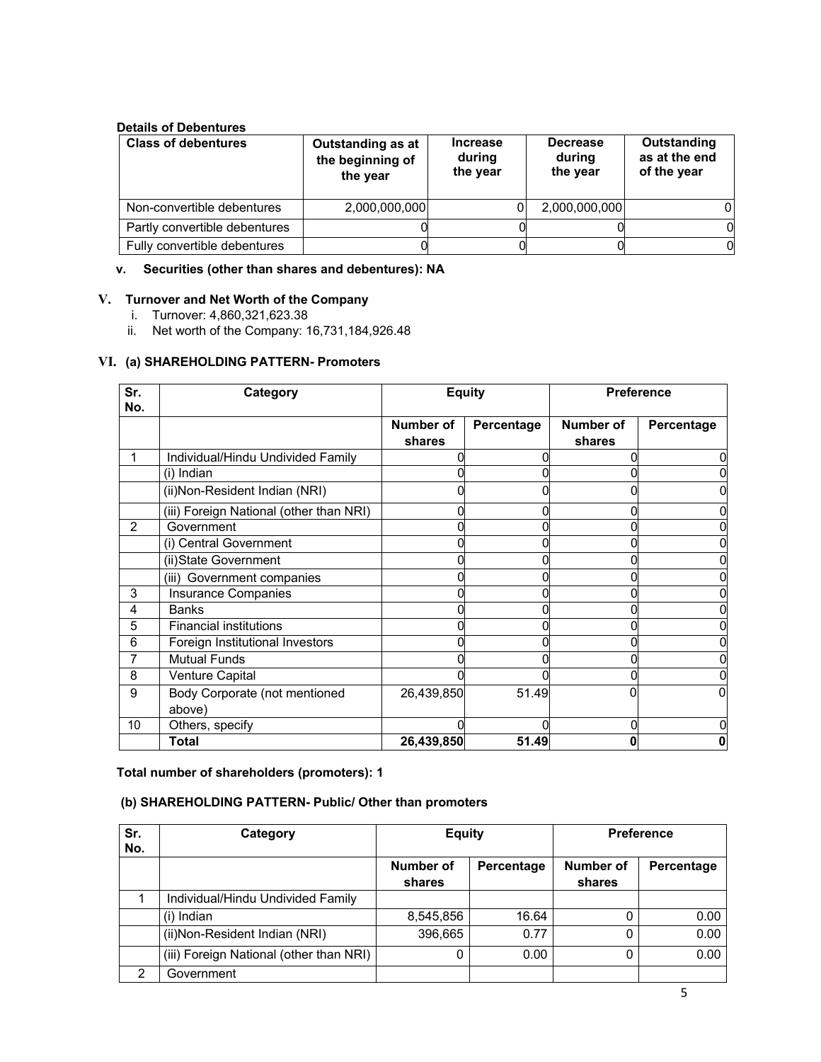**Details of Debentures**

| Class of debentures | Outstanding as at the beginning of the year | Increase during the year | Decrease during the year | Outstanding as at the end of the year |
|---|---|---|---|---|
| Non-convertible debentures | 2,000,000,000 | 0 | 2,000,000,000 | 0 |
| Partly convertible debentures | 0 | 0 | 0 | 0 |
| Fully convertible debentures | 0 | 0 | 0 | 0 |

**v. Securities (other than shares and debentures): NA**

## V. Turnover and Net Worth of the Company

i. Turnover: 4,860,321,623.38

ii. Net worth of the Company: 16,731,184,926.48

## VI. (a) SHAREHOLDING PATTERN- Promoters

| Sr. No. | Category | Equity | | Preference | |
|---|---|---|---|---|---|
| | | Number of shares | Percentage | Number of shares | Percentage |
| 1 | Individual/Hindu Undivided Family | 0 | 0 | 0 | 0 |
| | (i) Indian | 0 | 0 | 0 | 0 |
| | (ii)Non-Resident Indian (NRI) | 0 | 0 | 0 | 0 |
| | (iii) Foreign National (other than NRI) | 0 | 0 | 0 | 0 |
| 2 | Government | 0 | 0 | 0 | 0 |
| | (i) Central Government | 0 | 0 | 0 | 0 |
| | (ii)State Government | 0 | 0 | 0 | 0 |
| | (iii) Government companies | 0 | 0 | 0 | 0 |
| 3 | Insurance Companies | 0 | 0 | 0 | 0 |
| 4 | Banks | 0 | 0 | 0 | 0 |
| 5 | Financial institutions | 0 | 0 | 0 | 0 |
| 6 | Foreign Institutional Investors | 0 | 0 | 0 | 0 |
| 7 | Mutual Funds | 0 | 0 | 0 | 0 |
| 8 | Venture Capital | 0 | 0 | 0 | 0 |
| 9 | Body Corporate (not mentioned above) | 26,439,850 | 51.49 | 0 | 0 |
| 10 | Others, specify | 0 | 0 | 0 | 0 |
| | **Total** | **26,439,850** | **51.49** | **0** | **0** |

**Total number of shareholders (promoters): 1**

### (b) SHAREHOLDING PATTERN- Public/ Other than promoters

| Sr. No. | Category | Equity | | Preference | |
|---|---|---|---|---|---|
| | | Number of shares | Percentage | Number of shares | Percentage |
| 1 | Individual/Hindu Undivided Family | | | | |
| | (i) Indian | 8,545,856 | 16.64 | 0 | 0.00 |
| | (ii)Non-Resident Indian (NRI) | 396,665 | 0.77 | 0 | 0.00 |
| | (iii) Foreign National (other than NRI) | 0 | 0.00 | 0 | 0.00 |
| 2 | Government | | | | |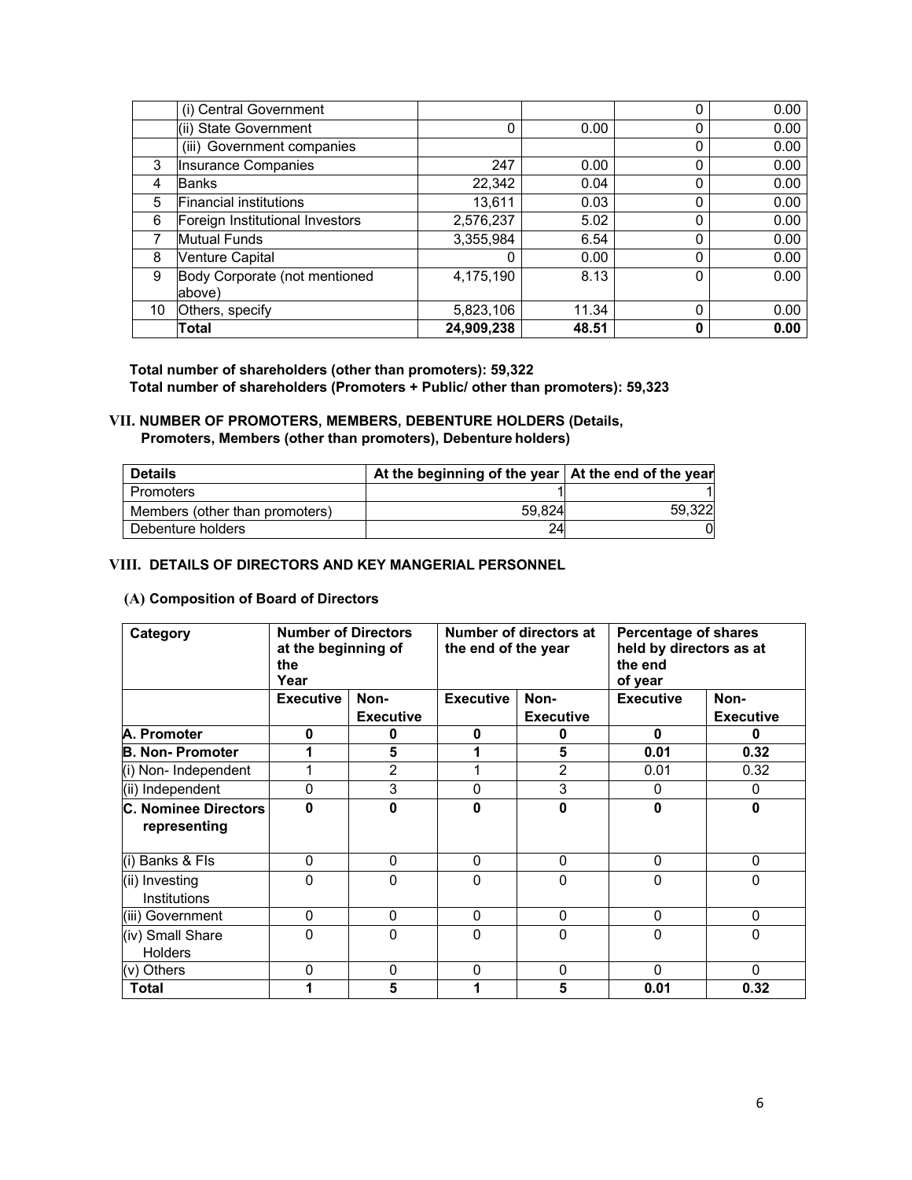|  | (i) Central Government |  |  | 0 | 0.00 |
|---|---|---|---|---|---|
|  | (ii) State Government | 0 | 0.00 | 0 | 0.00 |
|  | (iii) Government companies |  |  | 0 | 0.00 |
| 3 | Insurance Companies | 247 | 0.00 | 0 | 0.00 |
| 4 | Banks | 22,342 | 0.04 | 0 | 0.00 |
| 5 | Financial institutions | 13,611 | 0.03 | 0 | 0.00 |
| 6 | Foreign Institutional Investors | 2,576,237 | 5.02 | 0 | 0.00 |
| 7 | Mutual Funds | 3,355,984 | 6.54 | 0 | 0.00 |
| 8 | Venture Capital | 0 | 0.00 | 0 | 0.00 |
| 9 | Body Corporate (not mentioned above) | 4,175,190 | 8.13 | 0 | 0.00 |
| 10 | Others, specify | 5,823,106 | 11.34 | 0 | 0.00 |
|  | **Total** | **24,909,238** | **48.51** | **0** | **0.00** |

**Total number of shareholders (other than promoters): 59,322**
**Total number of shareholders (Promoters + Public/ other than promoters): 59,323**

## VII. NUMBER OF PROMOTERS, MEMBERS, DEBENTURE HOLDERS (Details, Promoters, Members (other than promoters), Debenture holders)

| Details | At the beginning of the year | At the end of the year |
|---|---|---|
| Promoters | 1 | 1 |
| Members (other than promoters) | 59,824 | 59,322 |
| Debenture holders | 24 | 0 |

## VIII. DETAILS OF DIRECTORS AND KEY MANGERIAL PERSONNEL

### (A) Composition of Board of Directors

| Category | Number of Directors at the beginning of the Year |  | Number of directors at the end of the year |  | Percentage of shares held by directors as at the end of year |  |
|---|---|---|---|---|---|---|
|  | Executive | Non-Executive | Executive | Non-Executive | Executive | Non-Executive |
| **A. Promoter** | **0** | **0** | **0** | **0** | **0** | **0** |
| **B. Non- Promoter** | **1** | **5** | **1** | **5** | **0.01** | **0.32** |
| (i) Non- Independent | 1 | 2 | 1 | 2 | 0.01 | 0.32 |
| (ii) Independent | 0 | 3 | 0 | 3 | 0 | 0 |
| **C. Nominee Directors representing** | **0** | **0** | **0** | **0** | **0** | **0** |
| (i) Banks & FIs | 0 | 0 | 0 | 0 | 0 | 0 |
| (ii) Investing Institutions | 0 | 0 | 0 | 0 | 0 | 0 |
| (iii) Government | 0 | 0 | 0 | 0 | 0 | 0 |
| (iv) Small Share Holders | 0 | 0 | 0 | 0 | 0 | 0 |
| (v) Others | 0 | 0 | 0 | 0 | 0 | 0 |
| **Total** | **1** | **5** | **1** | **5** | **0.01** | **0.32** |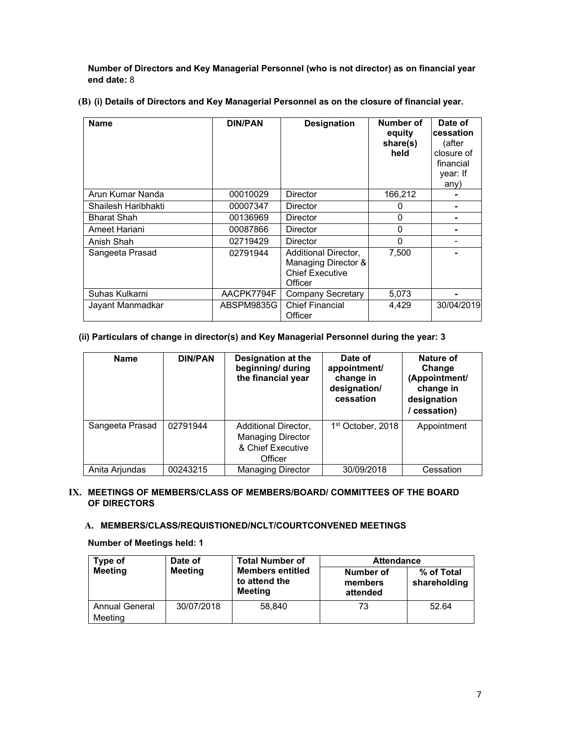**Number of Directors and Key Managerial Personnel (who is not director) as on financial year end date:** 8

**(B) (i) Details of Directors and Key Managerial Personnel as on the closure of financial year.**

| Name | DIN/PAN | Designation | Number of equity share(s) held | Date of cessation (after closure of financial year: If any) |
|---|---|---|---|---|
| Arun Kumar Nanda | 00010029 | Director | 166,212 | - |
| Shailesh Haribhakti | 00007347 | Director | 0 | - |
| Bharat Shah | 00136969 | Director | 0 | - |
| Ameet Hariani | 00087866 | Director | 0 | - |
| Anish Shah | 02719429 | Director | 0 | - |
| Sangeeta Prasad | 02791944 | Additional Director, Managing Director & Chief Executive Officer | 7,500 | - |
| Suhas Kulkarni | AACPK7794F | Company Secretary | 5,073 | - |
| Jayant Manmadkar | ABSPM9835G | Chief Financial Officer | 4,429 | 30/04/2019 |

**(ii) Particulars of change in director(s) and Key Managerial Personnel during the year: 3**

| Name | DIN/PAN | Designation at the beginning/ during the financial year | Date of appointment/ change in designation/ cessation | Nature of Change (Appointment/ change in designation / cessation) |
|---|---|---|---|---|
| Sangeeta Prasad | 02791944 | Additional Director, Managing Director & Chief Executive Officer | 1st October, 2018 | Appointment |
| Anita Arjundas | 00243215 | Managing Director | 30/09/2018 | Cessation |

## IX. MEETINGS OF MEMBERS/CLASS OF MEMBERS/BOARD/ COMMITTEES OF THE BOARD OF DIRECTORS

### A. MEMBERS/CLASS/REQUISTIONED/NCLT/COURTCONVENED MEETINGS

**Number of Meetings held: 1**

| Type of Meeting | Date of Meeting | Total Number of Members entitled to attend the Meeting | Attendance | |
|---|---|---|---|---|
| | | | Number of members attended | % of Total shareholding |
| Annual General Meeting | 30/07/2018 | 58,840 | 73 | 52.64 |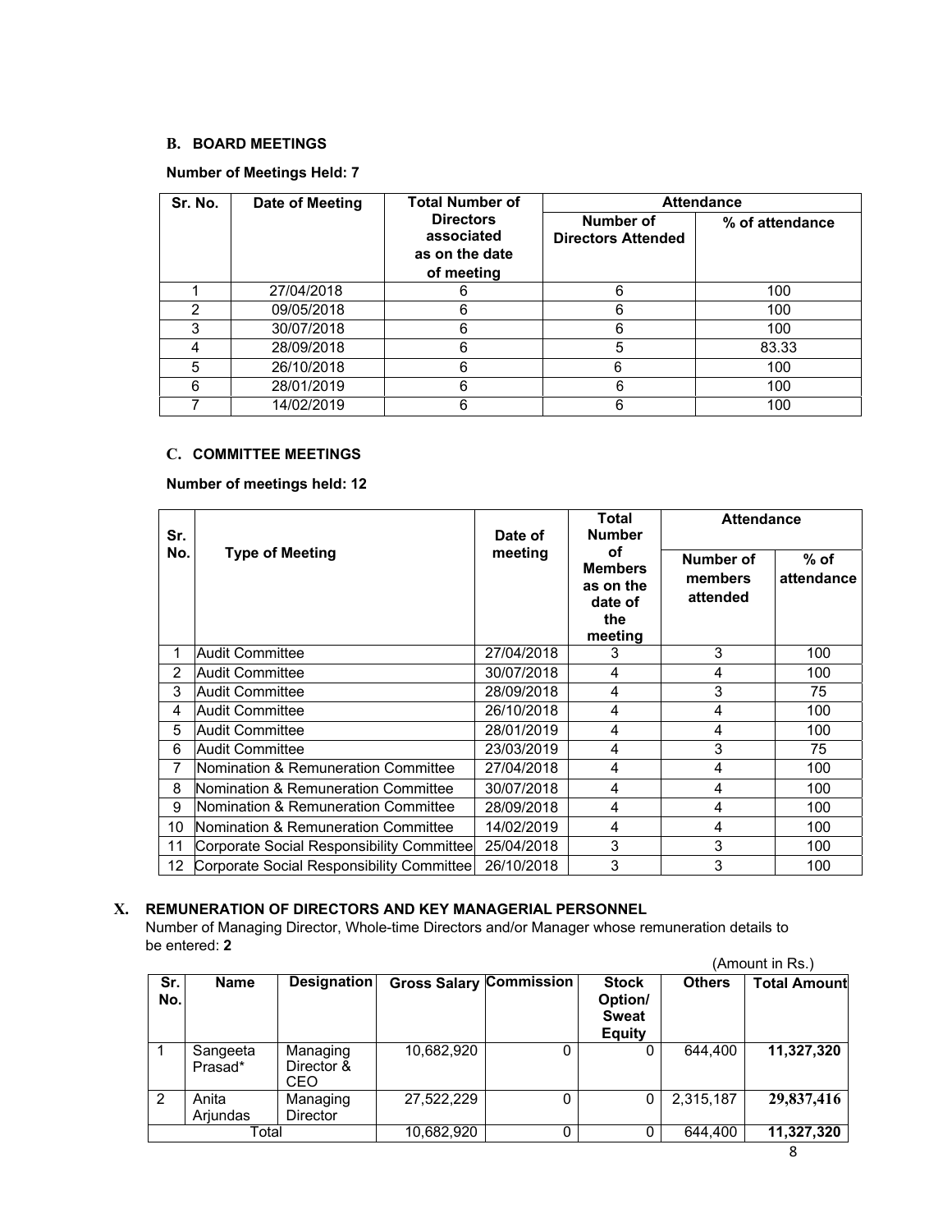### B. BOARD MEETINGS

**Number of Meetings Held: 7**

| Sr. No. | Date of Meeting | Total Number of Directors associated as on the date of meeting | Attendance | |
|---|---|---|---|---|
| | | | Number of Directors Attended | % of attendance |
| 1 | 27/04/2018 | 6 | 6 | 100 |
| 2 | 09/05/2018 | 6 | 6 | 100 |
| 3 | 30/07/2018 | 6 | 6 | 100 |
| 4 | 28/09/2018 | 6 | 5 | 83.33 |
| 5 | 26/10/2018 | 6 | 6 | 100 |
| 6 | 28/01/2019 | 6 | 6 | 100 |
| 7 | 14/02/2019 | 6 | 6 | 100 |

### C. COMMITTEE MEETINGS

**Number of meetings held: 12**

| Sr. No. | Type of Meeting | Date of meeting | Total Number of Members as on the date of the meeting | Attendance | |
|---|---|---|---|---|---|
| | | | | Number of members attended | % of attendance |
| 1 | Audit Committee | 27/04/2018 | 3 | 3 | 100 |
| 2 | Audit Committee | 30/07/2018 | 4 | 4 | 100 |
| 3 | Audit Committee | 28/09/2018 | 4 | 3 | 75 |
| 4 | Audit Committee | 26/10/2018 | 4 | 4 | 100 |
| 5 | Audit Committee | 28/01/2019 | 4 | 4 | 100 |
| 6 | Audit Committee | 23/03/2019 | 4 | 3 | 75 |
| 7 | Nomination & Remuneration Committee | 27/04/2018 | 4 | 4 | 100 |
| 8 | Nomination & Remuneration Committee | 30/07/2018 | 4 | 4 | 100 |
| 9 | Nomination & Remuneration Committee | 28/09/2018 | 4 | 4 | 100 |
| 10 | Nomination & Remuneration Committee | 14/02/2019 | 4 | 4 | 100 |
| 11 | Corporate Social Responsibility Committee | 25/04/2018 | 3 | 3 | 100 |
| 12 | Corporate Social Responsibility Committee | 26/10/2018 | 3 | 3 | 100 |

## X. REMUNERATION OF DIRECTORS AND KEY MANAGERIAL PERSONNEL

Number of Managing Director, Whole-time Directors and/or Manager whose remuneration details to be entered: **2**

(Amount in Rs.)

| Sr. No. | Name | Designation | Gross Salary | Commission | Stock Option/ Sweat Equity | Others | Total Amount |
|---|---|---|---|---|---|---|---|
| 1 | Sangeeta Prasad* | Managing Director & CEO | 10,682,920 | 0 | 0 | 644,400 | **11,327,320** |
| 2 | Anita Arjundas | Managing Director | 27,522,229 | 0 | 0 | 2,315,187 | **29,837,416** |
| Total | | | 10,682,920 | 0 | 0 | 644,400 | **11,327,320** |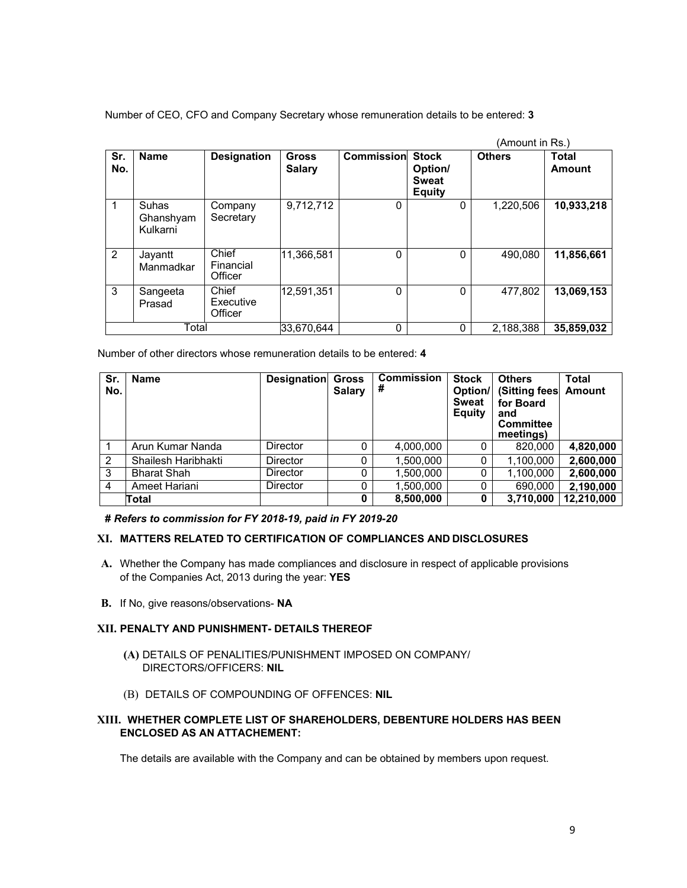Number of CEO, CFO and Company Secretary whose remuneration details to be entered: **3**

(Amount in Rs.)

| Sr. No. | Name | Designation | Gross Salary | Commission | Stock Option/ Sweat Equity | Others | Total Amount |
|---|---|---|---|---|---|---|---|
| 1 | Suhas Ghanshyam Kulkarni | Company Secretary | 9,712,712 | 0 | 0 | 1,220,506 | **10,933,218** |
| 2 | Jayantt Manmadkar | Chief Financial Officer | 11,366,581 | 0 | 0 | 490,080 | **11,856,661** |
| 3 | Sangeeta Prasad | Chief Executive Officer | 12,591,351 | 0 | 0 | 477,802 | **13,069,153** |
| | Total | | 33,670,644 | 0 | 0 | 2,188,388 | **35,859,032** |

Number of other directors whose remuneration details to be entered: **4**

| Sr. No. | Name | Designation | Gross Salary | Commission # | Stock Option/ Sweat Equity | Others (Sitting fees for Board and Committee meetings) | Total Amount |
|---|---|---|---|---|---|---|---|
| 1 | Arun Kumar Nanda | Director | 0 | 4,000,000 | 0 | 820,000 | **4,820,000** |
| 2 | Shailesh Haribhakti | Director | 0 | 1,500,000 | 0 | 1,100,000 | **2,600,000** |
| 3 | Bharat Shah | Director | 0 | 1,500,000 | 0 | 1,100,000 | **2,600,000** |
| 4 | Ameet Hariani | Director | 0 | 1,500,000 | 0 | 690,000 | **2,190,000** |
| | **Total** | | **0** | **8,500,000** | **0** | **3,710,000** | **12,210,000** |

***# Refers to commission for FY 2018-19, paid in FY 2019-20***

## XI. MATTERS RELATED TO CERTIFICATION OF COMPLIANCES AND DISCLOSURES

**A.** Whether the Company has made compliances and disclosure in respect of applicable provisions of the Companies Act, 2013 during the year: **YES**

**B.** If No, give reasons/observations- **NA**

## XII. PENALTY AND PUNISHMENT- DETAILS THEREOF

**(A)** DETAILS OF PENALITIES/PUNISHMENT IMPOSED ON COMPANY/ DIRECTORS/OFFICERS: **NIL**

(B) DETAILS OF COMPOUNDING OF OFFENCES: **NIL**

## XIII. WHETHER COMPLETE LIST OF SHAREHOLDERS, DEBENTURE HOLDERS HAS BEEN ENCLOSED AS AN ATTACHEMENT:

The details are available with the Company and can be obtained by members upon request.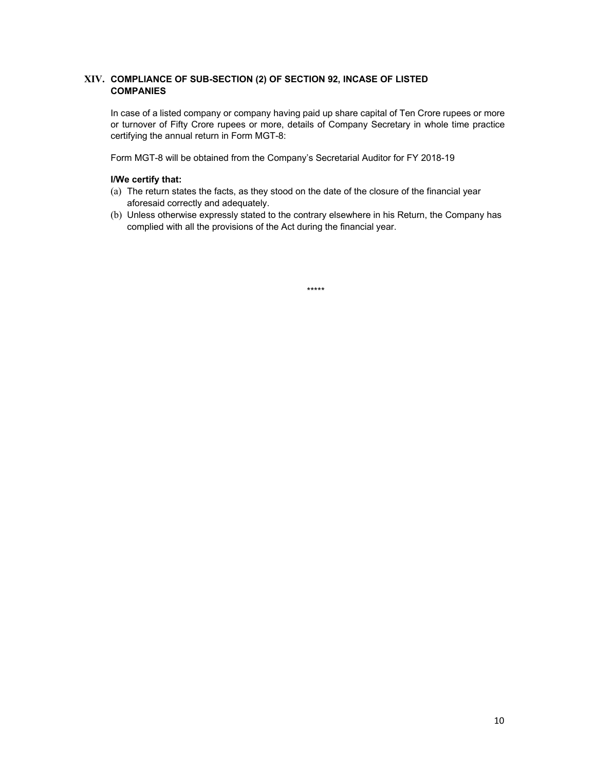## XIV. COMPLIANCE OF SUB-SECTION (2) OF SECTION 92, INCASE OF LISTED COMPANIES

In case of a listed company or company having paid up share capital of Ten Crore rupees or more or turnover of Fifty Crore rupees or more, details of Company Secretary in whole time practice certifying the annual return in Form MGT-8:

Form MGT-8 will be obtained from the Company's Secretarial Auditor for FY 2018-19

**I/We certify that:**

(a) The return states the facts, as they stood on the date of the closure of the financial year aforesaid correctly and adequately.

(b) Unless otherwise expressly stated to the contrary elsewhere in his Return, the Company has complied with all the provisions of the Act during the financial year.

*****